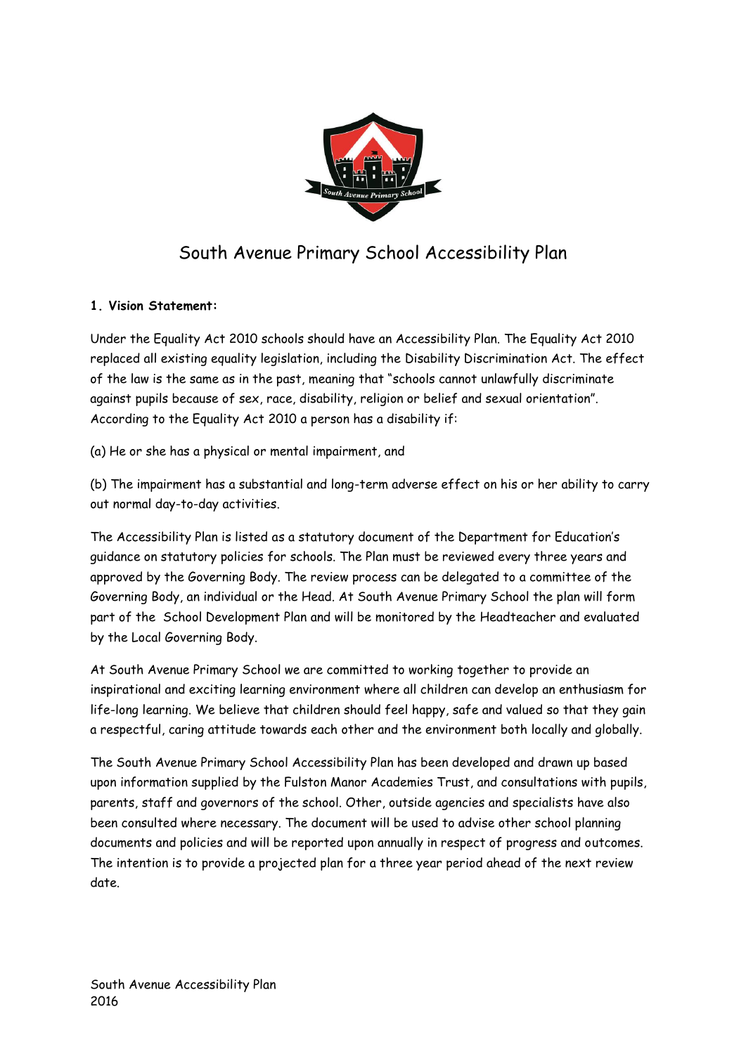# South Avenue Primary School Accessibility Plan

**1. Vision Statement:**

Under the Equality Act 2010 schools should have an Accessibility Plan. The Equality Act 2010 replaced all existing equality legislation, including the Disability Discrimination Act. The effect of the law is the same as in the past, meaning that "schools cannot unlawfully discriminate against pupils because of sex, race, disability, religion or belief and sexual orientation". According to the Equality Act 2010 a person has a disability if:

(a) He or she has a physical or mental impairment, and

(b) The impairment has a substantial and long-term adverse effect on his or her ability to carry out normal day-to-day activities.

The Accessibility Plan is listed as a statutory document of the Department for Education's guidance on statutory policies for schools. The Plan must be reviewed every three years and approved by the Governing Body. The review process can be delegated to a committee of the Governing Body, an individual or the Head. At South Avenue Primary School the plan will form part of the School Development Plan and will be monitored by the Headteacher and evaluated by the Local Governing Body.

At South Avenue Primary School we are committed to working together to provide an inspirational and exciting learning environment where all children can develop an enthusiasm for life-long learning. We believe that children should feel happy, safe and valued so that they gain a respectful, caring attitude towards each other and the environment both locally and globally.

The South Avenue Primary School Accessibility Plan has been developed and drawn up based upon information supplied by the Fulston Manor Academies Trust, and consultations with pupils, parents, staff and governors of the school. Other, outside agencies and specialists have also been consulted where necessary. The document will be used to advise other school planning documents and policies and will be reported upon annually in respect of progress and outcomes. The intention is to provide a projected plan for a three year period ahead of the next review date.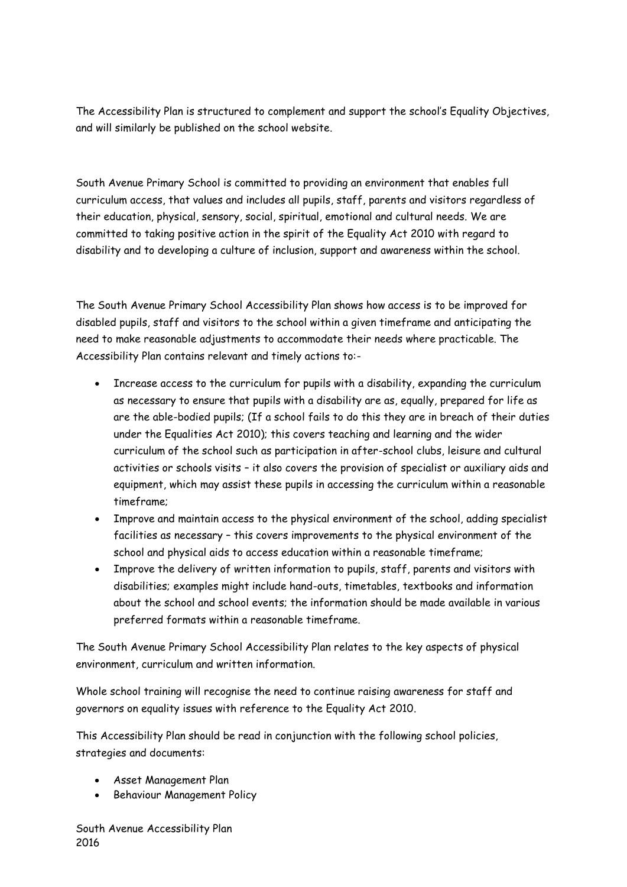The Accessibility Plan is structured to complement and support the school's Equality Objectives, and will similarly be published on the school website.

South Avenue Primary School is committed to providing an environment that enables full curriculum access, that values and includes all pupils, staff, parents and visitors regardless of their education, physical, sensory, social, spiritual, emotional and cultural needs. We are committed to taking positive action in the spirit of the Equality Act 2010 with regard to disability and to developing a culture of inclusion, support and awareness within the school.

The South Avenue Primary School Accessibility Plan shows how access is to be improved for disabled pupils, staff and visitors to the school within a given timeframe and anticipating the need to make reasonable adjustments to accommodate their needs where practicable. The Accessibility Plan contains relevant and timely actions to:-

- Increase access to the curriculum for pupils with a disability, expanding the curriculum as necessary to ensure that pupils with a disability are as, equally, prepared for life as are the able-bodied pupils; (If a school fails to do this they are in breach of their duties under the Equalities Act 2010); this covers teaching and learning and the wider curriculum of the school such as participation in after-school clubs, leisure and cultural activities or schools visits – it also covers the provision of specialist or auxiliary aids and equipment, which may assist these pupils in accessing the curriculum within a reasonable timeframe;
- Improve and maintain access to the physical environment of the school, adding specialist facilities as necessary – this covers improvements to the physical environment of the school and physical aids to access education within a reasonable timeframe;
- Improve the delivery of written information to pupils, staff, parents and visitors with disabilities; examples might include hand-outs, timetables, textbooks and information about the school and school events; the information should be made available in various preferred formats within a reasonable timeframe.

The South Avenue Primary School Accessibility Plan relates to the key aspects of physical environment, curriculum and written information.

Whole school training will recognise the need to continue raising awareness for staff and governors on equality issues with reference to the Equality Act 2010.

This Accessibility Plan should be read in conjunction with the following school policies, strategies and documents:

- Asset Management Plan
- Behaviour Management Policy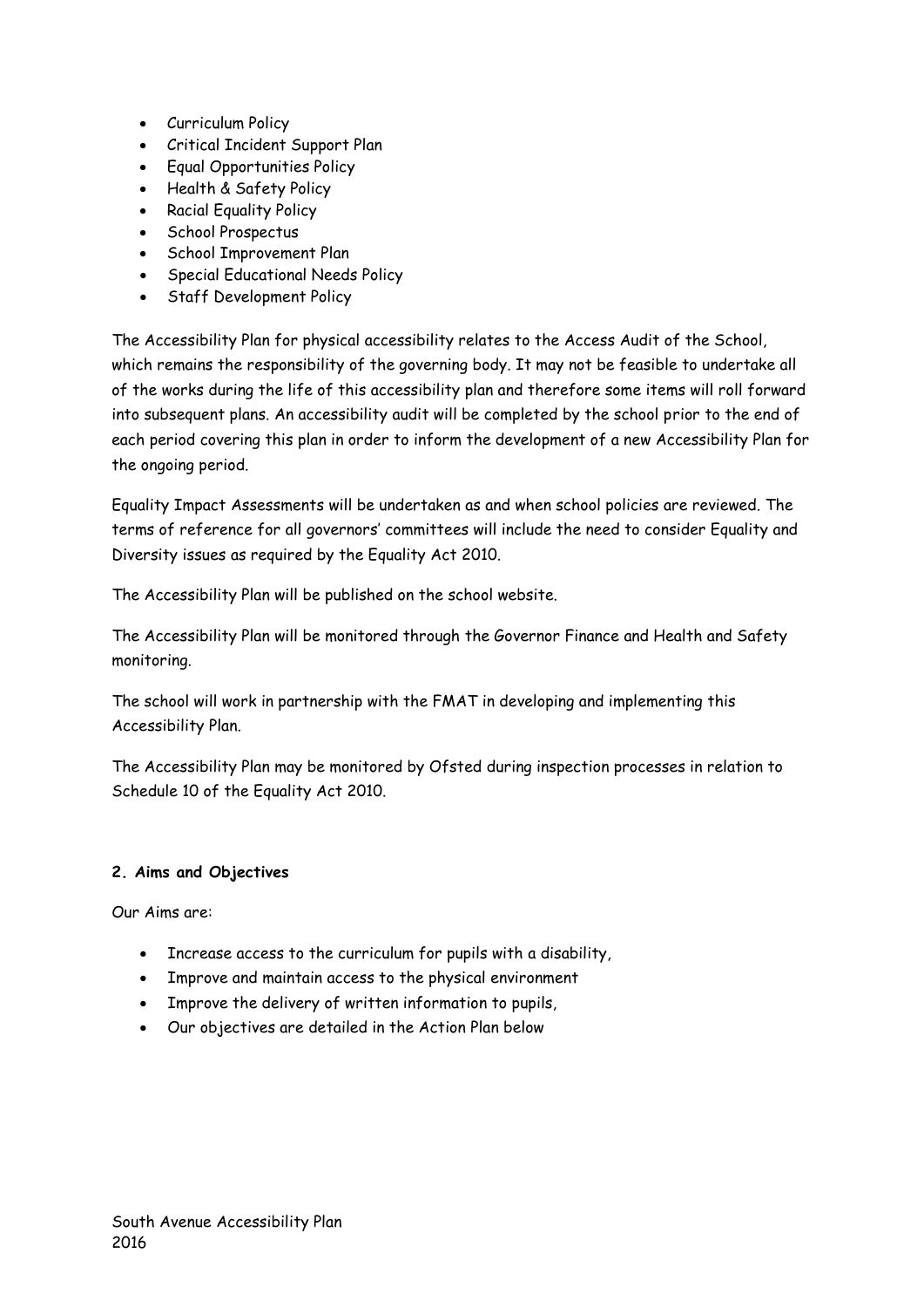- Curriculum Policy
- Critical Incident Support Plan
- Equal Opportunities Policy
- Health & Safety Policy
- Racial Equality Policy
- School Prospectus
- School Improvement Plan
- Special Educational Needs Policy
- Staff Development Policy

The Accessibility Plan for physical accessibility relates to the Access Audit of the School, which remains the responsibility of the governing body. It may not be feasible to undertake all of the works during the life of this accessibility plan and therefore some items will roll forward into subsequent plans. An accessibility audit will be completed by the school prior to the end of each period covering this plan in order to inform the development of a new Accessibility Plan for the ongoing period.

Equality Impact Assessments will be undertaken as and when school policies are reviewed. The terms of reference for all governors' committees will include the need to consider Equality and Diversity issues as required by the Equality Act 2010.

The Accessibility Plan will be published on the school website.

The Accessibility Plan will be monitored through the Governor Finance and Health and Safety monitoring.

The school will work in partnership with the FMAT in developing and implementing this Accessibility Plan.

The Accessibility Plan may be monitored by Ofsted during inspection processes in relation to Schedule 10 of the Equality Act 2010.

**2. Aims and Objectives**

Our Aims are:

- Increase access to the curriculum for pupils with a disability,
- Improve and maintain access to the physical environment
- Improve the delivery of written information to pupils,
- Our objectives are detailed in the Action Plan below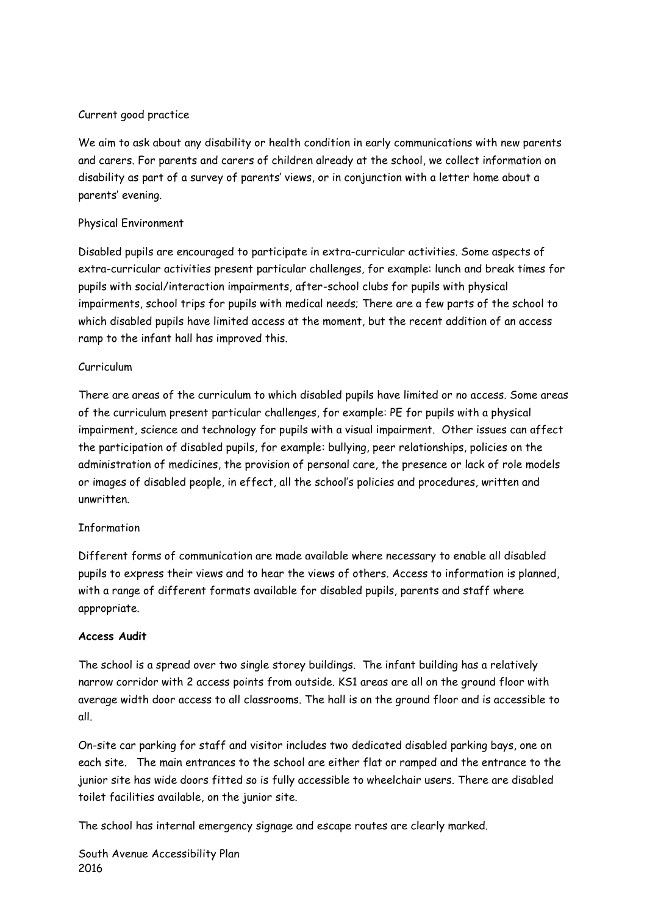Current good practice

We aim to ask about any disability or health condition in early communications with new parents and carers. For parents and carers of children already at the school, we collect information on disability as part of a survey of parents' views, or in conjunction with a letter home about a parents' evening.

Physical Environment

Disabled pupils are encouraged to participate in extra-curricular activities. Some aspects of extra-curricular activities present particular challenges, for example: lunch and break times for pupils with social/interaction impairments, after-school clubs for pupils with physical impairments, school trips for pupils with medical needs; There are a few parts of the school to which disabled pupils have limited access at the moment, but the recent addition of an access ramp to the infant hall has improved this.

Curriculum

There are areas of the curriculum to which disabled pupils have limited or no access. Some areas of the curriculum present particular challenges, for example: PE for pupils with a physical impairment, science and technology for pupils with a visual impairment. Other issues can affect the participation of disabled pupils, for example: bullying, peer relationships, policies on the administration of medicines, the provision of personal care, the presence or lack of role models or images of disabled people, in effect, all the school's policies and procedures, written and unwritten.

Information

Different forms of communication are made available where necessary to enable all disabled pupils to express their views and to hear the views of others. Access to information is planned, with a range of different formats available for disabled pupils, parents and staff where appropriate.

**Access Audit**

The school is a spread over two single storey buildings. The infant building has a relatively narrow corridor with 2 access points from outside. KS1 areas are all on the ground floor with average width door access to all classrooms. The hall is on the ground floor and is accessible to all.

On-site car parking for staff and visitor includes two dedicated disabled parking bays, one on each site. The main entrances to the school are either flat or ramped and the entrance to the junior site has wide doors fitted so is fully accessible to wheelchair users. There are disabled toilet facilities available, on the junior site.

The school has internal emergency signage and escape routes are clearly marked.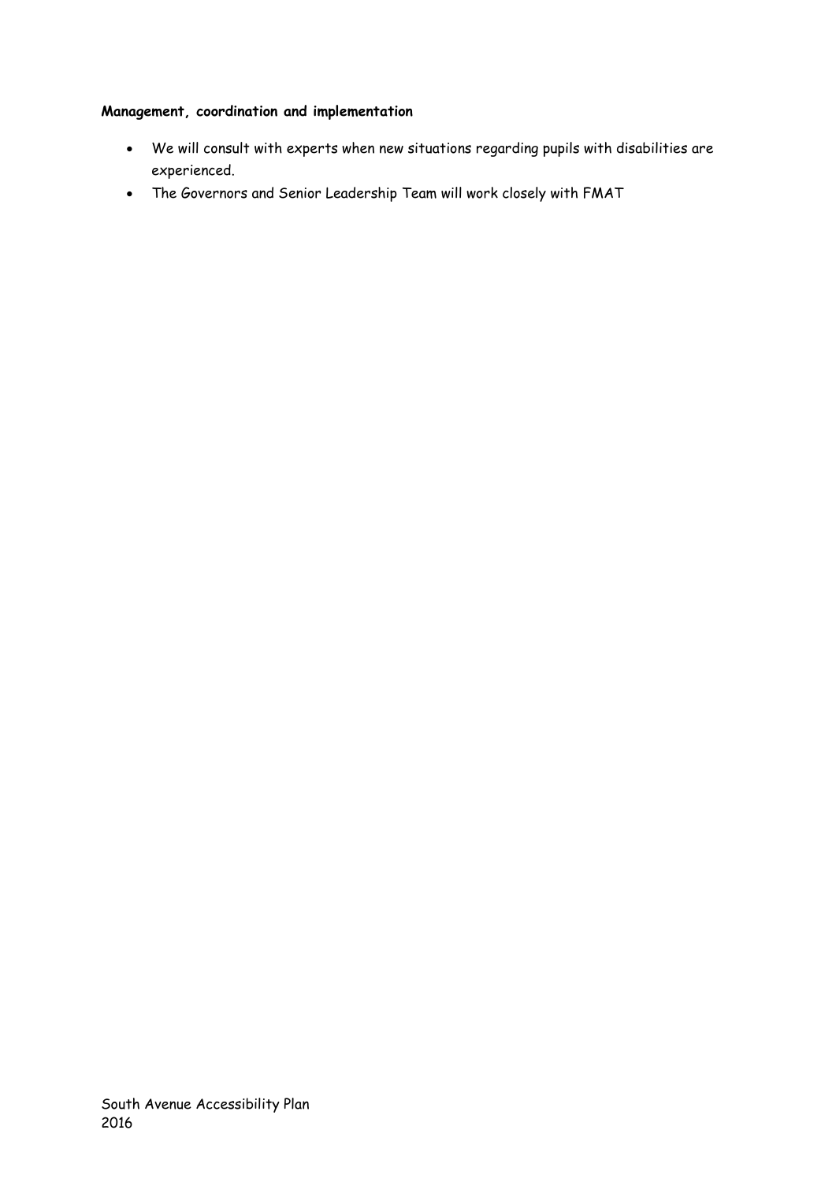**Management, coordination and implementation**

- We will consult with experts when new situations regarding pupils with disabilities are experienced.
- The Governors and Senior Leadership Team will work closely with FMAT